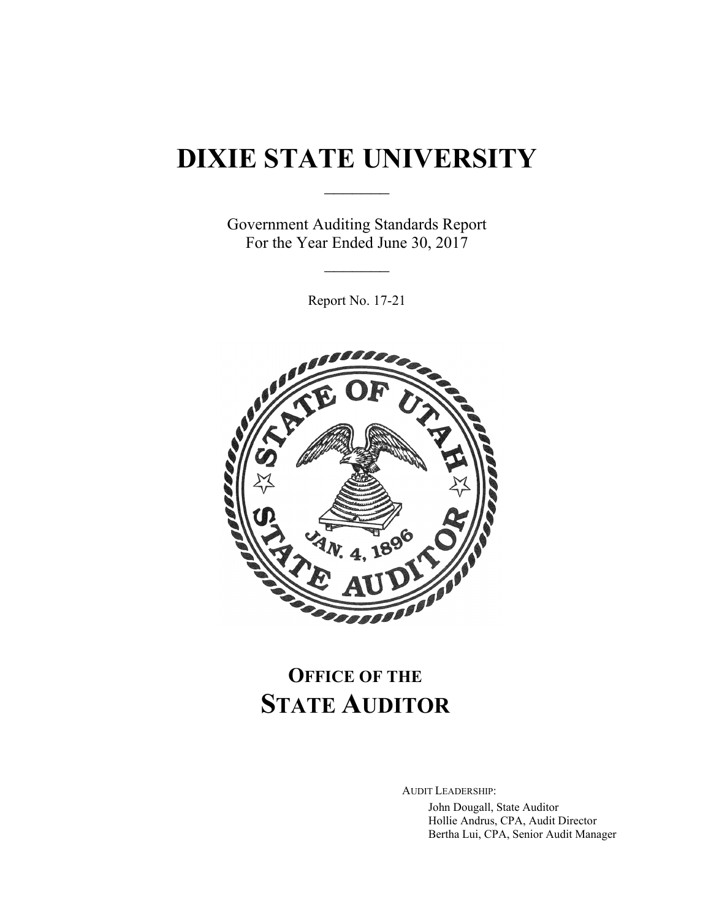# DIXIE STATE UNIVERSITY

Government Auditing Standards Report
For the Year Ended June 30, 2017

Report No. 17-21

## OFFICE OF THE
## STATE AUDITOR

AUDIT LEADERSHIP:

John Dougall, State Auditor
Hollie Andrus, CPA, Audit Director
Bertha Lui, CPA, Senior Audit Manager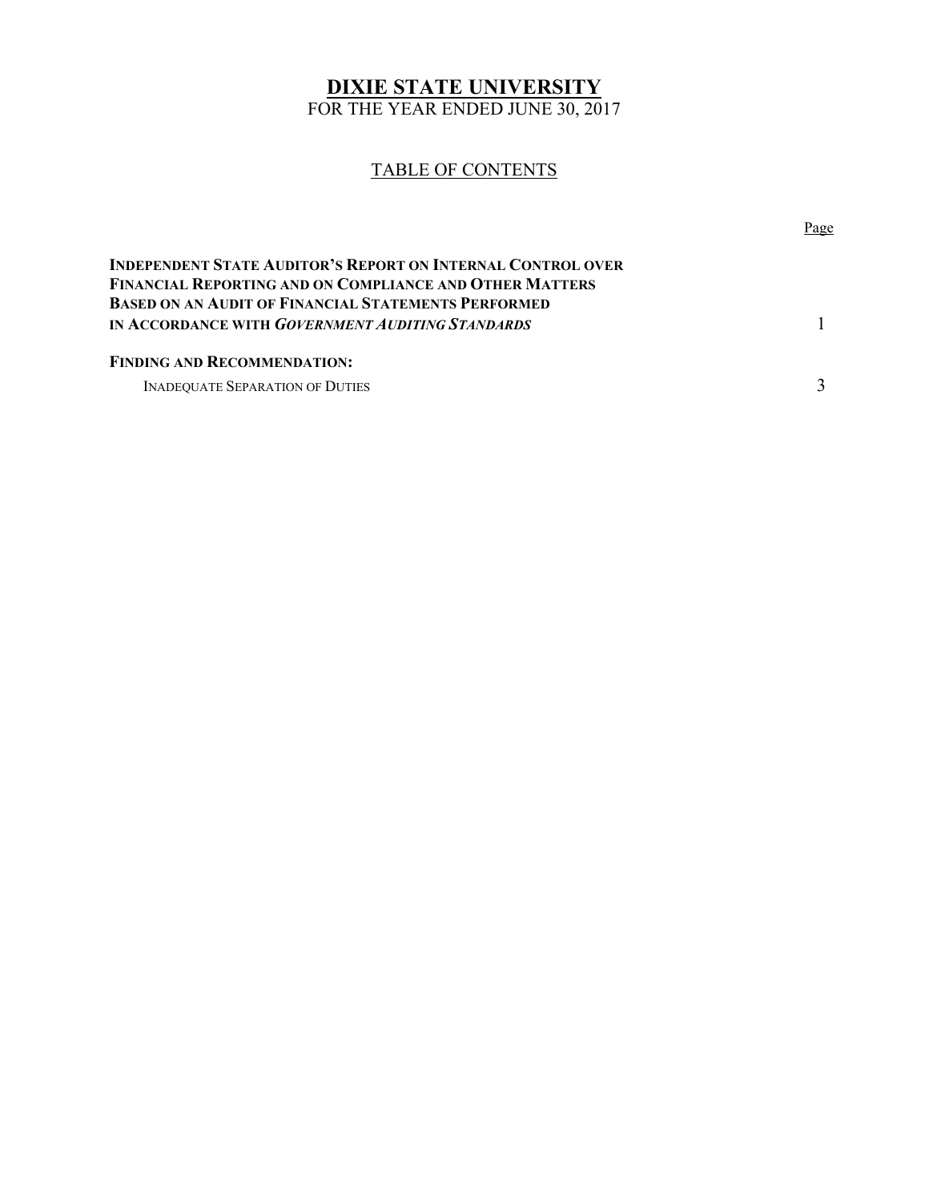# DIXIE STATE UNIVERSITY

FOR THE YEAR ENDED JUNE 30, 2017

## TABLE OF CONTENTS

| | Page |
|---|---|
| **INDEPENDENT STATE AUDITOR'S REPORT ON INTERNAL CONTROL OVER FINANCIAL REPORTING AND ON COMPLIANCE AND OTHER MATTERS BASED ON AN AUDIT OF FINANCIAL STATEMENTS PERFORMED IN ACCORDANCE WITH *GOVERNMENT AUDITING STANDARDS*** | 1 |
| **FINDING AND RECOMMENDATION:** | |
| INADEQUATE SEPARATION OF DUTIES | 3 |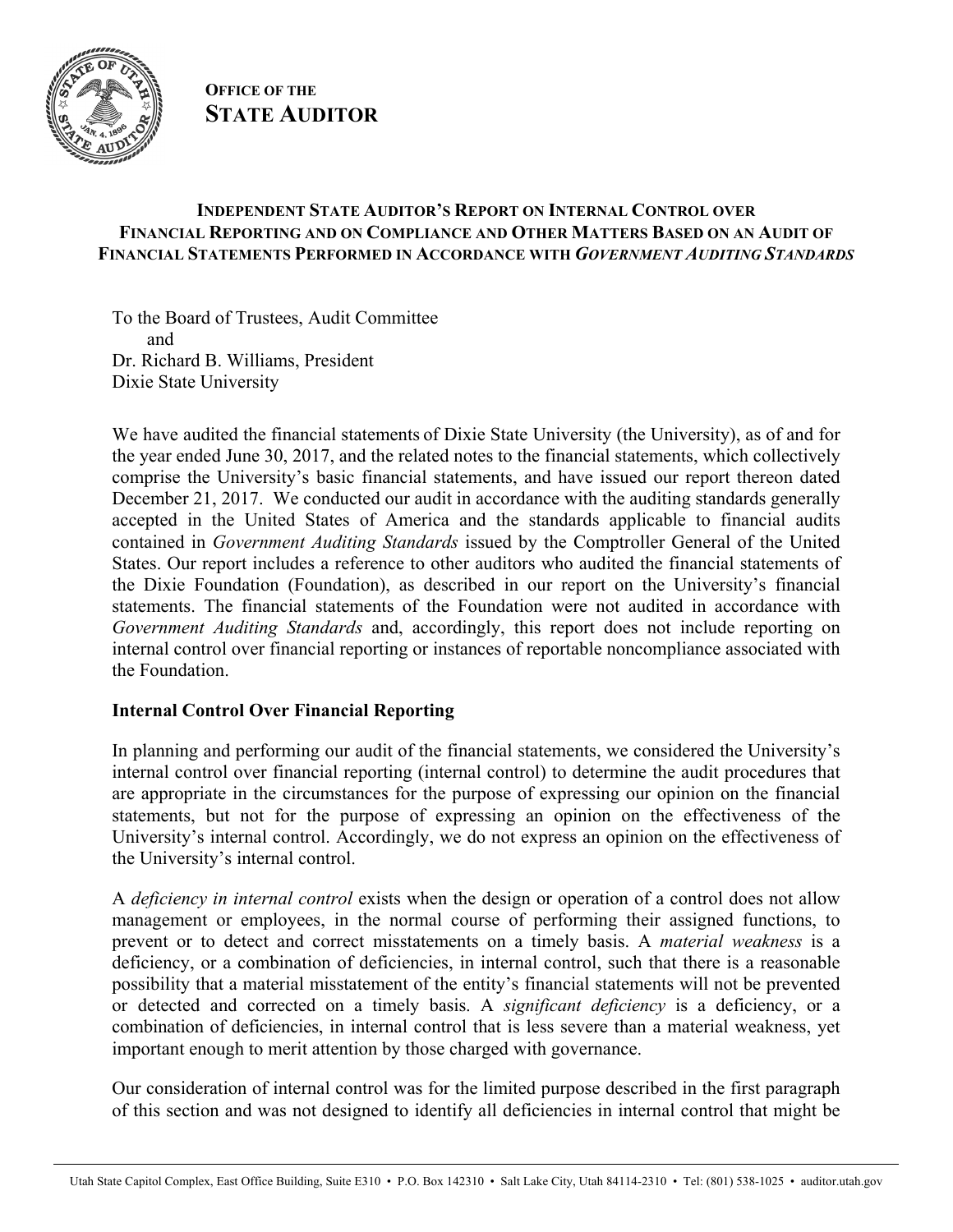**OFFICE OF THE**
**STATE AUDITOR**

# INDEPENDENT STATE AUDITOR'S REPORT ON INTERNAL CONTROL OVER FINANCIAL REPORTING AND ON COMPLIANCE AND OTHER MATTERS BASED ON AN AUDIT OF FINANCIAL STATEMENTS PERFORMED IN ACCORDANCE WITH *GOVERNMENT AUDITING STANDARDS*

To the Board of Trustees, Audit Committee
and
Dr. Richard B. Williams, President
Dixie State University

We have audited the financial statements of Dixie State University (the University), as of and for the year ended June 30, 2017, and the related notes to the financial statements, which collectively comprise the University's basic financial statements, and have issued our report thereon dated December 21, 2017. We conducted our audit in accordance with the auditing standards generally accepted in the United States of America and the standards applicable to financial audits contained in *Government Auditing Standards* issued by the Comptroller General of the United States. Our report includes a reference to other auditors who audited the financial statements of the Dixie Foundation (Foundation), as described in our report on the University's financial statements. The financial statements of the Foundation were not audited in accordance with *Government Auditing Standards* and, accordingly, this report does not include reporting on internal control over financial reporting or instances of reportable noncompliance associated with the Foundation.

## Internal Control Over Financial Reporting

In planning and performing our audit of the financial statements, we considered the University's internal control over financial reporting (internal control) to determine the audit procedures that are appropriate in the circumstances for the purpose of expressing our opinion on the financial statements, but not for the purpose of expressing an opinion on the effectiveness of the University's internal control. Accordingly, we do not express an opinion on the effectiveness of the University's internal control.

A *deficiency in internal control* exists when the design or operation of a control does not allow management or employees, in the normal course of performing their assigned functions, to prevent or to detect and correct misstatements on a timely basis. A *material weakness* is a deficiency, or a combination of deficiencies, in internal control, such that there is a reasonable possibility that a material misstatement of the entity's financial statements will not be prevented or detected and corrected on a timely basis. A *significant deficiency* is a deficiency, or a combination of deficiencies, in internal control that is less severe than a material weakness, yet important enough to merit attention by those charged with governance.

Our consideration of internal control was for the limited purpose described in the first paragraph of this section and was not designed to identify all deficiencies in internal control that might be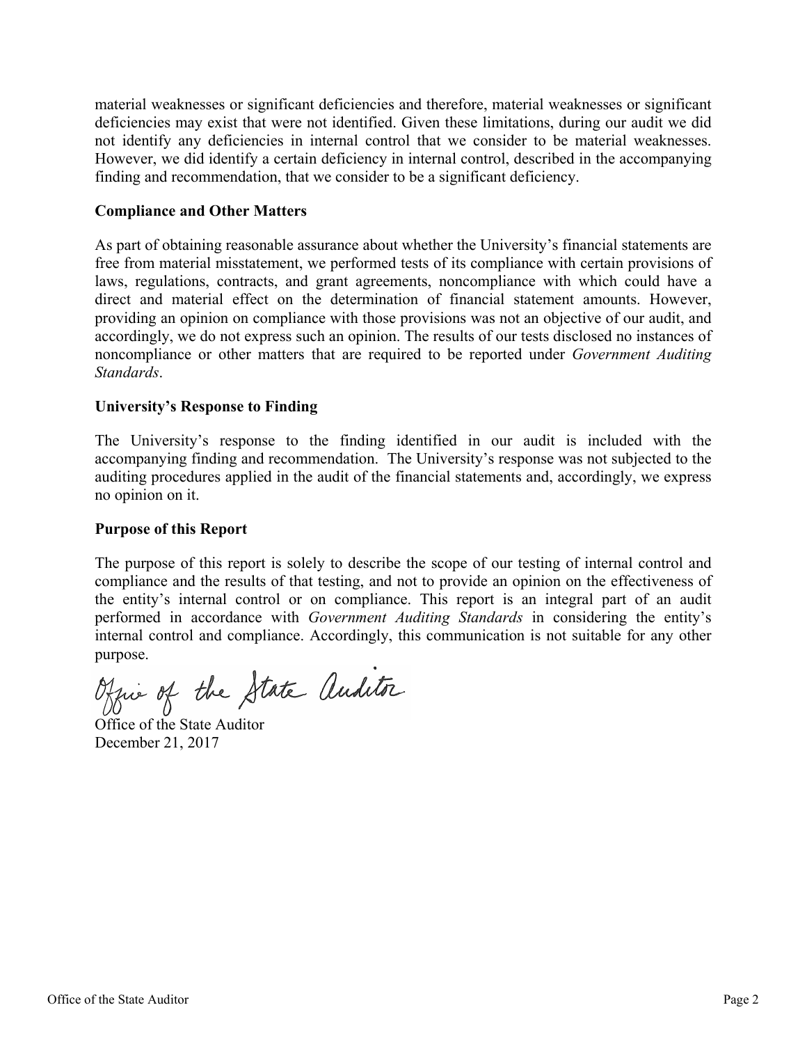material weaknesses or significant deficiencies and therefore, material weaknesses or significant deficiencies may exist that were not identified. Given these limitations, during our audit we did not identify any deficiencies in internal control that we consider to be material weaknesses. However, we did identify a certain deficiency in internal control, described in the accompanying finding and recommendation, that we consider to be a significant deficiency.

### Compliance and Other Matters

As part of obtaining reasonable assurance about whether the University's financial statements are free from material misstatement, we performed tests of its compliance with certain provisions of laws, regulations, contracts, and grant agreements, noncompliance with which could have a direct and material effect on the determination of financial statement amounts. However, providing an opinion on compliance with those provisions was not an objective of our audit, and accordingly, we do not express such an opinion. The results of our tests disclosed no instances of noncompliance or other matters that are required to be reported under *Government Auditing Standards*.

### University's Response to Finding

The University's response to the finding identified in our audit is included with the accompanying finding and recommendation. The University's response was not subjected to the auditing procedures applied in the audit of the financial statements and, accordingly, we express no opinion on it.

### Purpose of this Report

The purpose of this report is solely to describe the scope of our testing of internal control and compliance and the results of that testing, and not to provide an opinion on the effectiveness of the entity's internal control or on compliance. This report is an integral part of an audit performed in accordance with *Government Auditing Standards* in considering the entity's internal control and compliance. Accordingly, this communication is not suitable for any other purpose.

Office of the State Auditor

Office of the State Auditor
December 21, 2017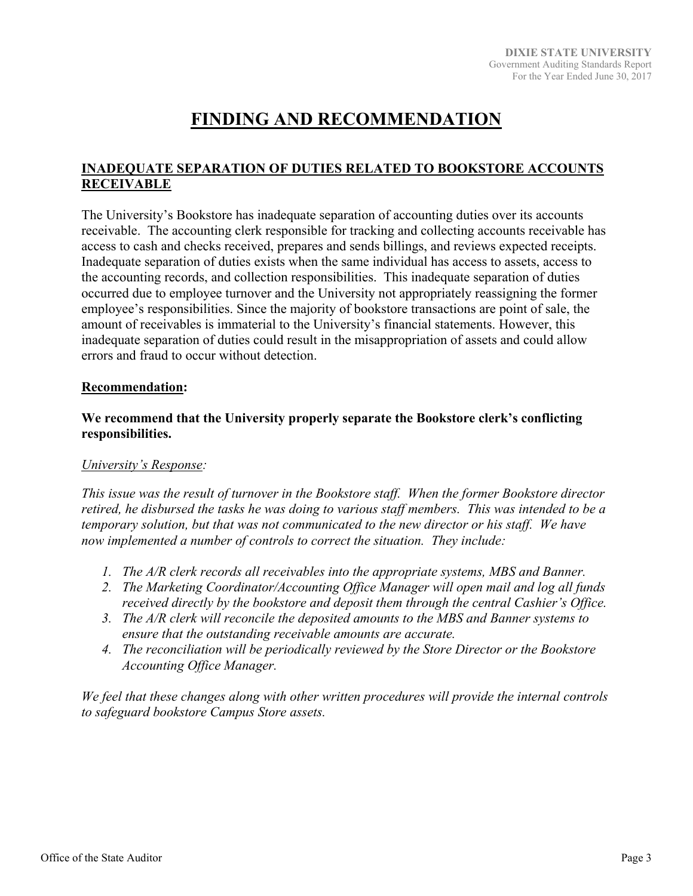# FINDING AND RECOMMENDATION

## INADEQUATE SEPARATION OF DUTIES RELATED TO BOOKSTORE ACCOUNTS RECEIVABLE

The University's Bookstore has inadequate separation of accounting duties over its accounts receivable. The accounting clerk responsible for tracking and collecting accounts receivable has access to cash and checks received, prepares and sends billings, and reviews expected receipts. Inadequate separation of duties exists when the same individual has access to assets, access to the accounting records, and collection responsibilities. This inadequate separation of duties occurred due to employee turnover and the University not appropriately reassigning the former employee's responsibilities. Since the majority of bookstore transactions are point of sale, the amount of receivables is immaterial to the University's financial statements. However, this inadequate separation of duties could result in the misappropriation of assets and could allow errors and fraud to occur without detection.

**Recommendation:**

**We recommend that the University properly separate the Bookstore clerk's conflicting responsibilities.**

*University's Response:*

*This issue was the result of turnover in the Bookstore staff. When the former Bookstore director retired, he disbursed the tasks he was doing to various staff members. This was intended to be a temporary solution, but that was not communicated to the new director or his staff. We have now implemented a number of controls to correct the situation. They include:*

1. *The A/R clerk records all receivables into the appropriate systems, MBS and Banner.*
2. *The Marketing Coordinator/Accounting Office Manager will open mail and log all funds received directly by the bookstore and deposit them through the central Cashier's Office.*
3. *The A/R clerk will reconcile the deposited amounts to the MBS and Banner systems to ensure that the outstanding receivable amounts are accurate.*
4. *The reconciliation will be periodically reviewed by the Store Director or the Bookstore Accounting Office Manager.*

*We feel that these changes along with other written procedures will provide the internal controls to safeguard bookstore Campus Store assets.*